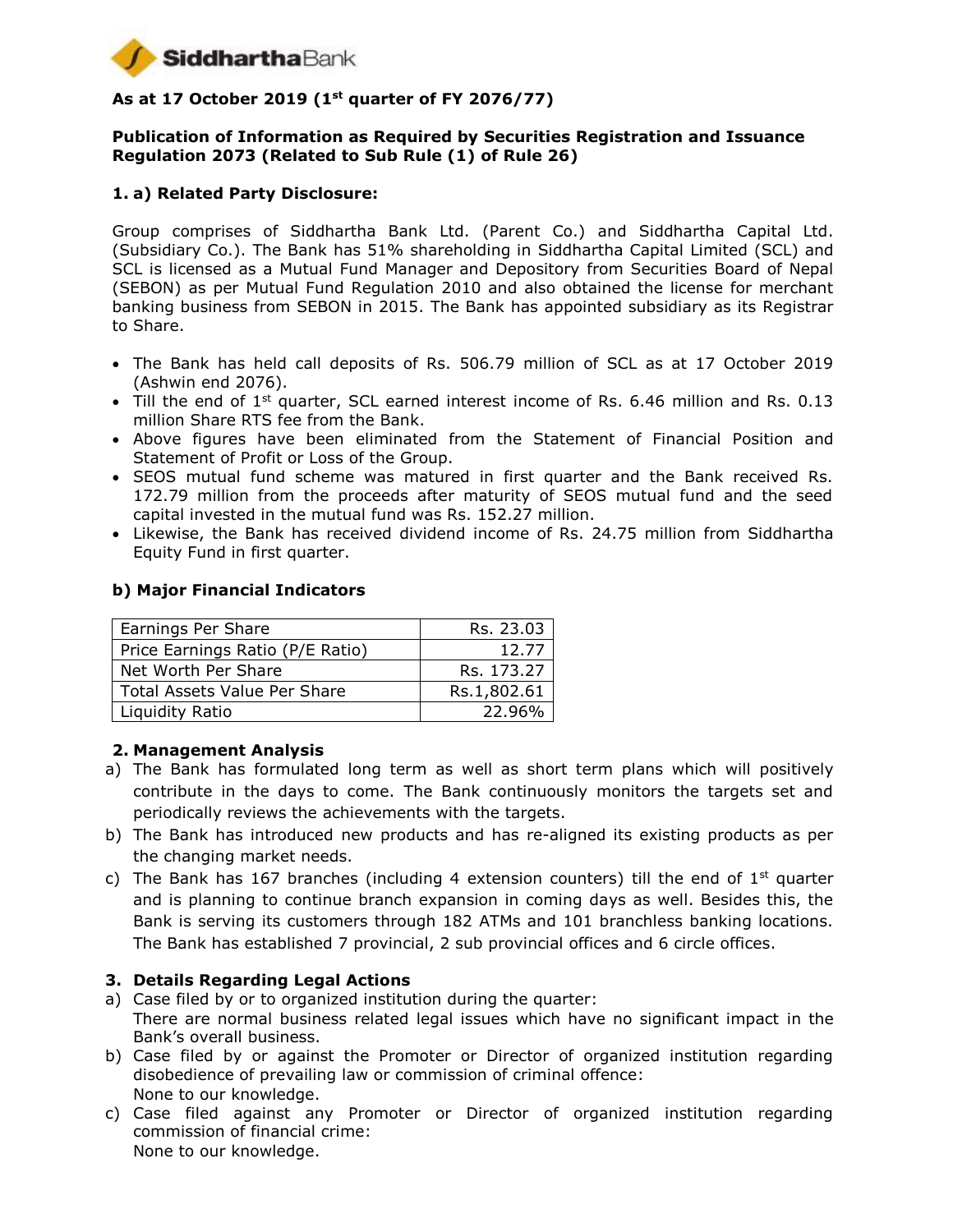**SiddharthaBank**

**As at 17 October 2019 (1st quarter of FY 2076/77)**

**Publication of Information as Required by Securities Registration and Issuance Regulation 2073 (Related to Sub Rule (1) of Rule 26)**

### 1. a) Related Party Disclosure:

Group comprises of Siddhartha Bank Ltd. (Parent Co.) and Siddhartha Capital Ltd. (Subsidiary Co.). The Bank has 51% shareholding in Siddhartha Capital Limited (SCL) and SCL is licensed as a Mutual Fund Manager and Depository from Securities Board of Nepal (SEBON) as per Mutual Fund Regulation 2010 and also obtained the license for merchant banking business from SEBON in 2015. The Bank has appointed subsidiary as its Registrar to Share.

- The Bank has held call deposits of Rs. 506.79 million of SCL as at 17 October 2019 (Ashwin end 2076).
- Till the end of 1st quarter, SCL earned interest income of Rs. 6.46 million and Rs. 0.13 million Share RTS fee from the Bank.
- Above figures have been eliminated from the Statement of Financial Position and Statement of Profit or Loss of the Group.
- SEOS mutual fund scheme was matured in first quarter and the Bank received Rs. 172.79 million from the proceeds after maturity of SEOS mutual fund and the seed capital invested in the mutual fund was Rs. 152.27 million.
- Likewise, the Bank has received dividend income of Rs. 24.75 million from Siddhartha Equity Fund in first quarter.

### b) Major Financial Indicators

| Indicator | Value |
|---|---|
| Earnings Per Share | Rs. 23.03 |
| Price Earnings Ratio (P/E Ratio) | 12.77 |
| Net Worth Per Share | Rs. 173.27 |
| Total Assets Value Per Share | Rs.1,802.61 |
| Liquidity Ratio | 22.96% |

### 2. Management Analysis

a) The Bank has formulated long term as well as short term plans which will positively contribute in the days to come. The Bank continuously monitors the targets set and periodically reviews the achievements with the targets.

b) The Bank has introduced new products and has re-aligned its existing products as per the changing market needs.

c) The Bank has 167 branches (including 4 extension counters) till the end of 1st quarter and is planning to continue branch expansion in coming days as well. Besides this, the Bank is serving its customers through 182 ATMs and 101 branchless banking locations. The Bank has established 7 provincial, 2 sub provincial offices and 6 circle offices.

### 3. Details Regarding Legal Actions

a) Case filed by or to organized institution during the quarter:
There are normal business related legal issues which have no significant impact in the Bank's overall business.

b) Case filed by or against the Promoter or Director of organized institution regarding disobedience of prevailing law or commission of criminal offence:
None to our knowledge.

c) Case filed against any Promoter or Director of organized institution regarding commission of financial crime:
None to our knowledge.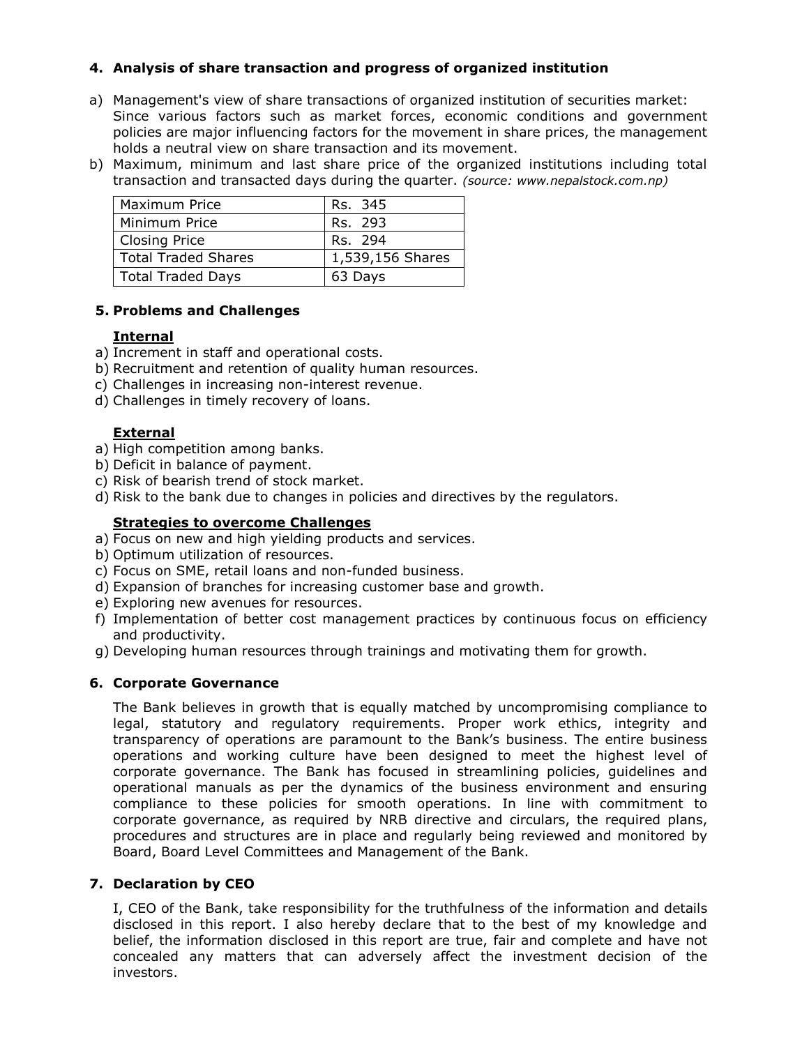## 4. Analysis of share transaction and progress of organized institution

a) Management's view of share transactions of organized institution of securities market: Since various factors such as market forces, economic conditions and government policies are major influencing factors for the movement in share prices, the management holds a neutral view on share transaction and its movement.

b) Maximum, minimum and last share price of the organized institutions including total transaction and transacted days during the quarter. *(source: www.nepalstock.com.np)*

| | |
|---|---|
| Maximum Price | Rs. 345 |
| Minimum Price | Rs. 293 |
| Closing Price | Rs. 294 |
| Total Traded Shares | 1,539,156 Shares |
| Total Traded Days | 63 Days |

## 5. Problems and Challenges

**Internal**

a) Increment in staff and operational costs.
b) Recruitment and retention of quality human resources.
c) Challenges in increasing non-interest revenue.
d) Challenges in timely recovery of loans.

**External**

a) High competition among banks.
b) Deficit in balance of payment.
c) Risk of bearish trend of stock market.
d) Risk to the bank due to changes in policies and directives by the regulators.

**Strategies to overcome Challenges**

a) Focus on new and high yielding products and services.
b) Optimum utilization of resources.
c) Focus on SME, retail loans and non-funded business.
d) Expansion of branches for increasing customer base and growth.
e) Exploring new avenues for resources.
f) Implementation of better cost management practices by continuous focus on efficiency and productivity.
g) Developing human resources through trainings and motivating them for growth.

## 6. Corporate Governance

The Bank believes in growth that is equally matched by uncompromising compliance to legal, statutory and regulatory requirements. Proper work ethics, integrity and transparency of operations are paramount to the Bank's business. The entire business operations and working culture have been designed to meet the highest level of corporate governance. The Bank has focused in streamlining policies, guidelines and operational manuals as per the dynamics of the business environment and ensuring compliance to these policies for smooth operations. In line with commitment to corporate governance, as required by NRB directive and circulars, the required plans, procedures and structures are in place and regularly being reviewed and monitored by Board, Board Level Committees and Management of the Bank.

## 7. Declaration by CEO

I, CEO of the Bank, take responsibility for the truthfulness of the information and details disclosed in this report. I also hereby declare that to the best of my knowledge and belief, the information disclosed in this report are true, fair and complete and have not concealed any matters that can adversely affect the investment decision of the investors.